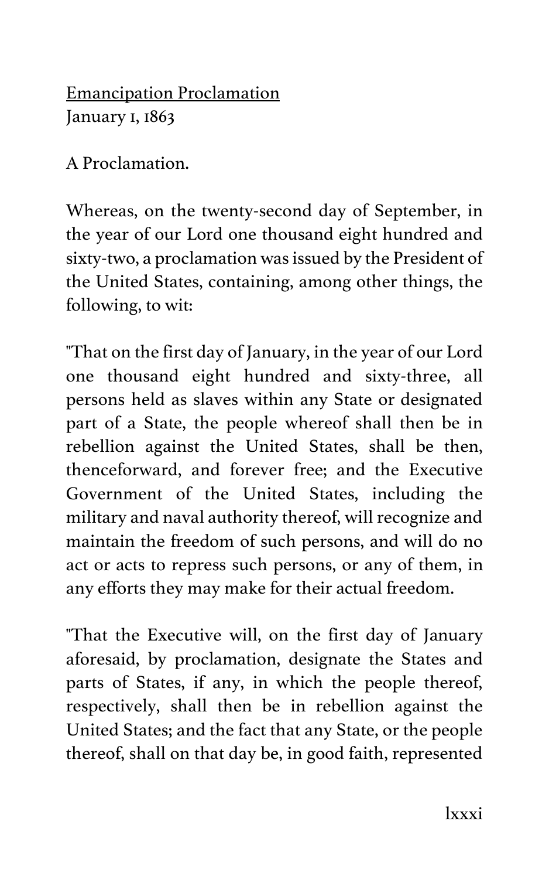Emancipation Proclamation
January 1, 1863

A Proclamation.

Whereas, on the twenty-second day of September, in the year of our Lord one thousand eight hundred and sixty-two, a proclamation was issued by the President of the United States, containing, among other things, the following, to wit:

"That on the first day of January, in the year of our Lord one thousand eight hundred and sixty-three, all persons held as slaves within any State or designated part of a State, the people whereof shall then be in rebellion against the United States, shall be then, thenceforward, and forever free; and the Executive Government of the United States, including the military and naval authority thereof, will recognize and maintain the freedom of such persons, and will do no act or acts to repress such persons, or any of them, in any efforts they may make for their actual freedom.

"That the Executive will, on the first day of January aforesaid, by proclamation, designate the States and parts of States, if any, in which the people thereof, respectively, shall then be in rebellion against the United States; and the fact that any State, or the people thereof, shall on that day be, in good faith, represented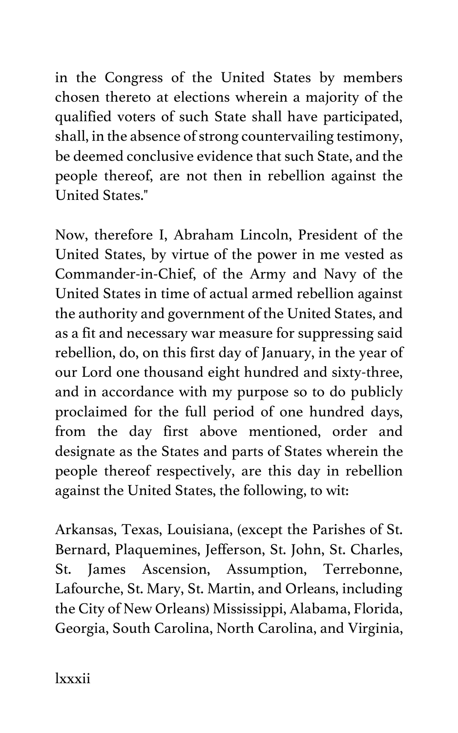in the Congress of the United States by members chosen thereto at elections wherein a majority of the qualified voters of such State shall have participated, shall, in the absence of strong countervailing testimony, be deemed conclusive evidence that such State, and the people thereof, are not then in rebellion against the United States."

Now, therefore I, Abraham Lincoln, President of the United States, by virtue of the power in me vested as Commander-in-Chief, of the Army and Navy of the United States in time of actual armed rebellion against the authority and government of the United States, and as a fit and necessary war measure for suppressing said rebellion, do, on this first day of January, in the year of our Lord one thousand eight hundred and sixty-three, and in accordance with my purpose so to do publicly proclaimed for the full period of one hundred days, from the day first above mentioned, order and designate as the States and parts of States wherein the people thereof respectively, are this day in rebellion against the United States, the following, to wit:

Arkansas, Texas, Louisiana, (except the Parishes of St. Bernard, Plaquemines, Jefferson, St. John, St. Charles, St. James Ascension, Assumption, Terrebonne, Lafourche, St. Mary, St. Martin, and Orleans, including the City of New Orleans) Mississippi, Alabama, Florida, Georgia, South Carolina, North Carolina, and Virginia,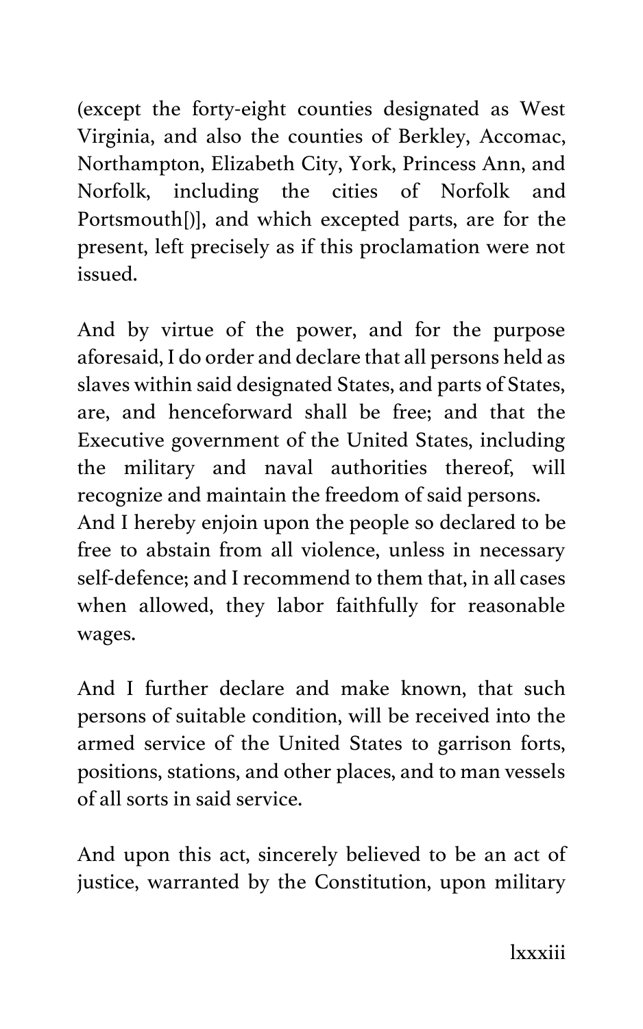(except the forty-eight counties designated as West Virginia, and also the counties of Berkley, Accomac, Northampton, Elizabeth City, York, Princess Ann, and Norfolk, including the cities of Norfolk and Portsmouth[)], and which excepted parts, are for the present, left precisely as if this proclamation were not issued.

And by virtue of the power, and for the purpose aforesaid, I do order and declare that all persons held as slaves within said designated States, and parts of States, are, and henceforward shall be free; and that the Executive government of the United States, including the military and naval authorities thereof, will recognize and maintain the freedom of said persons.
And I hereby enjoin upon the people so declared to be free to abstain from all violence, unless in necessary self-defence; and I recommend to them that, in all cases when allowed, they labor faithfully for reasonable wages.

And I further declare and make known, that such persons of suitable condition, will be received into the armed service of the United States to garrison forts, positions, stations, and other places, and to man vessels of all sorts in said service.

And upon this act, sincerely believed to be an act of justice, warranted by the Constitution, upon military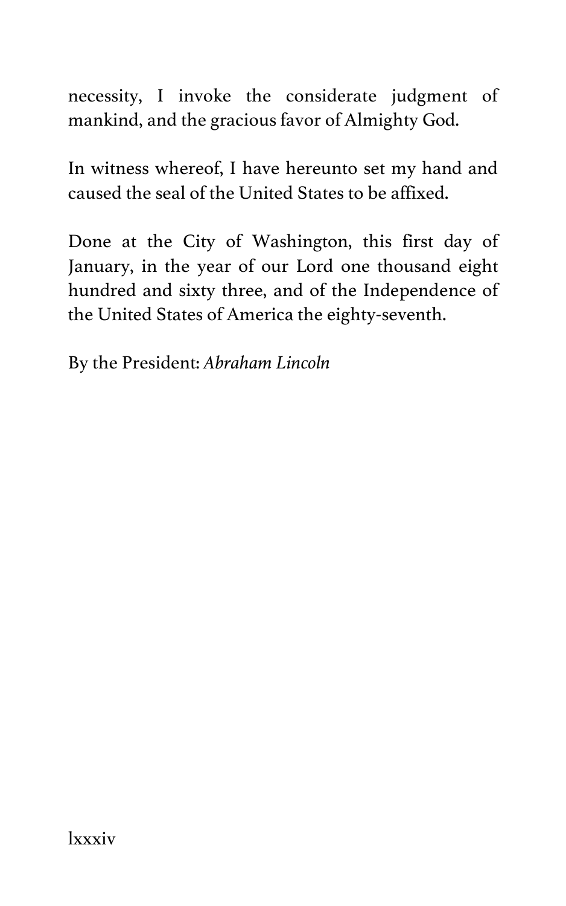necessity, I invoke the considerate judgment of mankind, and the gracious favor of Almighty God.

In witness whereof, I have hereunto set my hand and caused the seal of the United States to be affixed.

Done at the City of Washington, this first day of January, in the year of our Lord one thousand eight hundred and sixty three, and of the Independence of the United States of America the eighty-seventh.

By the President: *Abraham Lincoln*